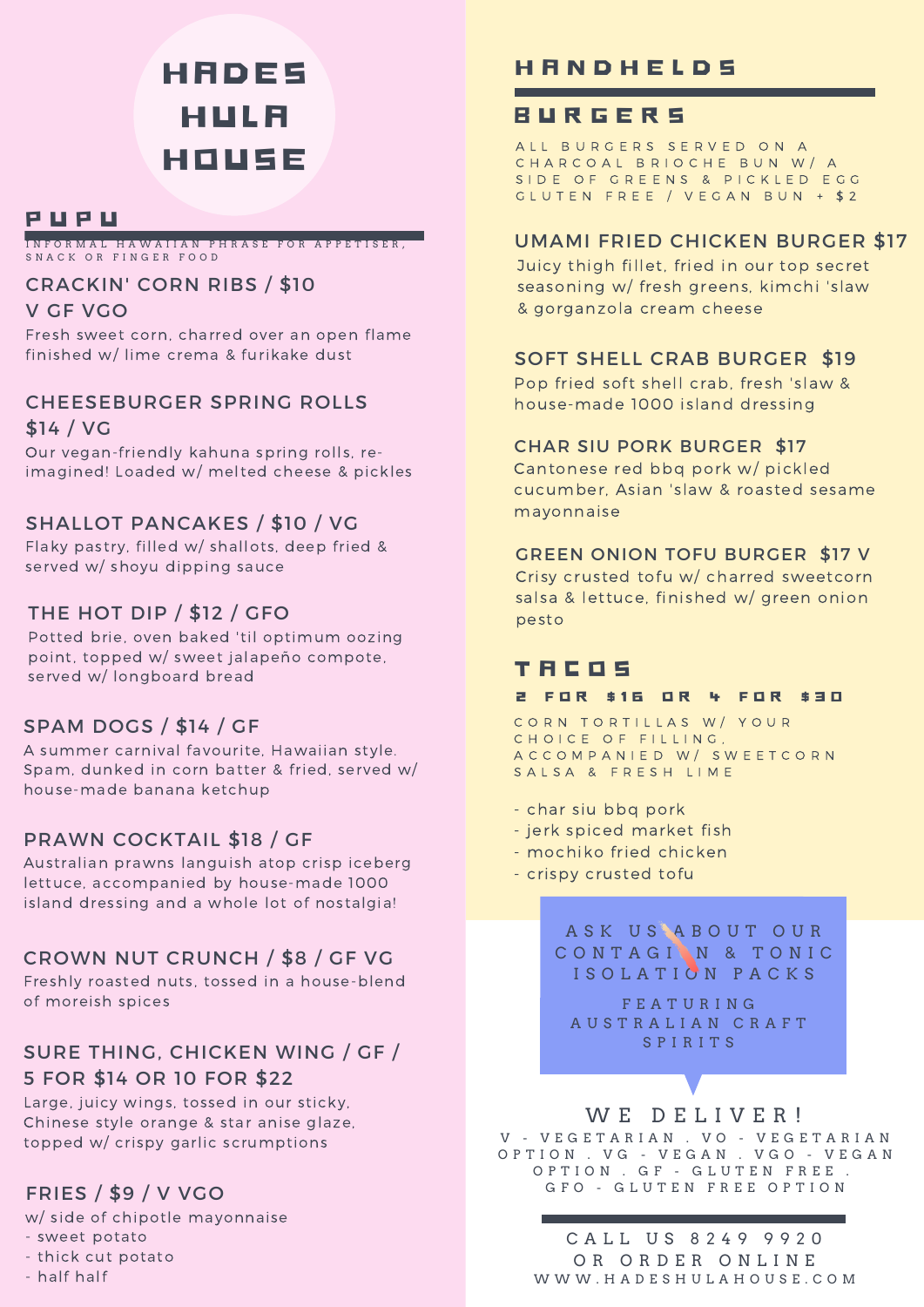# HADES HULA HOUSE

## PUPU

INFORMAL HAWAIIAN PHRASE FOR APPETISER, SNACK OR FINGER FOOD

### CRACKIN' CORN RIBS / $10 V GF VGO

Fresh sweet corn, charred over an open flame finished w/ lime crema & furikake dust

### CHEESEBURGER SPRING ROLLS $14 / VG

Our vegan-friendly kahuna spring rolls, re-imagined! Loaded w/ melted cheese & pickles

### SHALLOT PANCAKES / $10 / VG

Flaky pastry, filled w/ shallots, deep fried & served w/ shoyu dipping sauce

### THE HOT DIP / $12 / GFO

Potted brie, oven baked 'til optimum oozing point, topped w/ sweet jalapeño compote, served w/ longboard bread

### SPAM DOGS / $14 / GF

A summer carnival favourite, Hawaiian style. Spam, dunked in corn batter & fried, served w/ house-made banana ketchup

### PRAWN COCKTAIL $18 / GF

Australian prawns languish atop crisp iceberg lettuce, accompanied by house-made 1000 island dressing and a whole lot of nostalgia!

### CROWN NUT CRUNCH / $8 / GF VG

Freshly roasted nuts, tossed in a house-blend of moreish spices

### SURE THING, CHICKEN WING / GF / 5 FOR $14 OR 10 FOR $22

Large, juicy wings, tossed in our sticky, Chinese style orange & star anise glaze, topped w/ crispy garlic scrumptions

### FRIES / $9 / V VGO

w/ side of chipotle mayonnaise
- sweet potato
- thick cut potato
- half half

## HANDHELDS

## BURGERS

ALL BURGERS SERVED ON A CHARCOAL BRIOCHE BUN W/ A SIDE OF GREENS & PICKLED EGG
GLUTEN FREE / VEGAN BUN + $2

### UMAMI FRIED CHICKEN BURGER $17

Juicy thigh fillet, fried in our top secret seasoning w/ fresh greens, kimchi 'slaw & gorganzola cream cheese

### SOFT SHELL CRAB BURGER $19

Pop fried soft shell crab, fresh 'slaw & house-made 1000 island dressing

### CHAR SIU PORK BURGER $17

Cantonese red bbq pork w/ pickled cucumber, Asian 'slaw & roasted sesame mayonnaise

### GREEN ONION TOFU BURGER $17 V

Crisy crusted tofu w/ charred sweetcorn salsa & lettuce, finished w/ green onion pesto

## TACOS

**2 FOR $16 OR 4 FOR $30**

CORN TORTILLAS W/ YOUR CHOICE OF FILLING, ACCOMPANIED W/ SWEETCORN SALSA & FRESH LIME

- char siu bbq pork
- jerk spiced market fish
- mochiko fried chicken
- crispy crusted tofu

ASK US ABOUT OUR CONTAGION & TONIC ISOLATION PACKS

FEATURING AUSTRALIAN CRAFT SPIRITS

WE DELIVER!

V - VEGETARIAN . VO - VEGETARIAN OPTION . VG - VEGAN . VGO - VEGAN OPTION . GF - GLUTEN FREE . GFO - GLUTEN FREE OPTION

CALL US 8249 9920
OR ORDER ONLINE
WWW.HADESHULAHOUSE.COM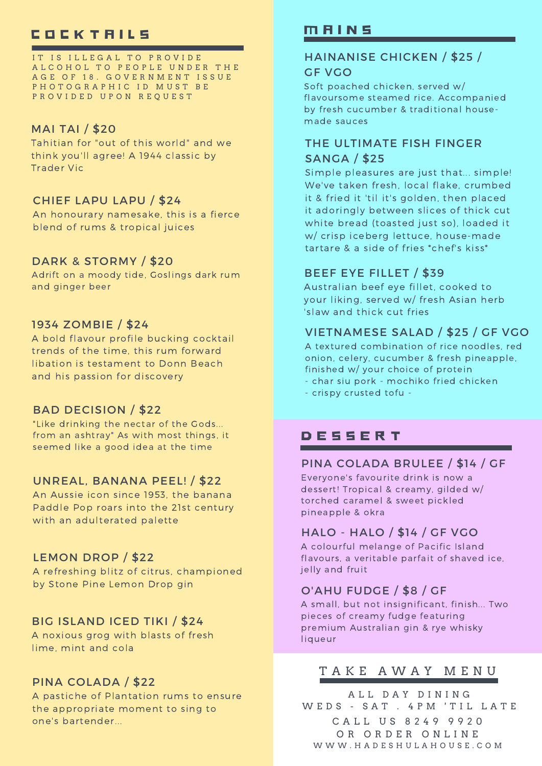## COCKTAILS

IT IS ILLEGAL TO PROVIDE ALCOHOL TO PEOPLE UNDER THE AGE OF 18. GOVERNMENT ISSUE PHOTOGRAPHIC ID MUST BE PROVIDED UPON REQUEST

### MAI TAI / $20

Tahitian for "out of this world" and we think you'll agree! A 1944 classic by Trader Vic

### CHIEF LAPU LAPU / $24

An honourary namesake, this is a fierce blend of rums & tropical juices

### DARK & STORMY / $20

Adrift on a moody tide, Goslings dark rum and ginger beer

### 1934 ZOMBIE / $24

A bold flavour profile bucking cocktail trends of the time, this rum forward libation is testament to Donn Beach and his passion for discovery

### BAD DECISION / $22

"Like drinking the nectar of the Gods... from an ashtray" As with most things, it seemed like a good idea at the time

### UNREAL, BANANA PEEL! / $22

An Aussie icon since 1953, the banana Paddle Pop roars into the 21st century with an adulterated palette

### LEMON DROP / $22

A refreshing blitz of citrus, championed by Stone Pine Lemon Drop gin

### BIG ISLAND ICED TIKI / $24

A noxious grog with blasts of fresh lime, mint and cola

### PINA COLADA / $22

A pastiche of Plantation rums to ensure the appropriate moment to sing to one's bartender...

## MAINS

### HAINANISE CHICKEN / $25 / GF VGO

Soft poached chicken, served w/ flavoursome steamed rice. Accompanied by fresh cucumber & traditional house-made sauces

### THE ULTIMATE FISH FINGER SANGA / $25

Simple pleasures are just that... simple! We've taken fresh, local flake, crumbed it & fried it 'til it's golden, then placed it adoringly between slices of thick cut white bread (toasted just so), loaded it w/ crisp iceberg lettuce, house-made tartare & a side of fries *chef's kiss*

### BEEF EYE FILLET / $39

Australian beef eye fillet, cooked to your liking, served w/ fresh Asian herb 'slaw and thick cut fries

### VIETNAMESE SALAD / $25 / GF VGO

A textured combination of rice noodles, red onion, celery, cucumber & fresh pineapple, finished w/ your choice of protein
- char siu pork - mochiko fried chicken
- crispy crusted tofu -

## DESSERT

### PINA COLADA BRULEE / $14 / GF

Everyone's favourite drink is now a dessert! Tropical & creamy, gilded w/ torched caramel & sweet pickled pineapple & okra

### HALO - HALO / $14 / GF VGO

A colourful melange of Pacific Island flavours, a veritable parfait of shaved ice, jelly and fruit

### O'AHU FUDGE / $8 / GF

A small, but not insignificant, finish... Two pieces of creamy fudge featuring premium Australian gin & rye whisky liqueur

## TAKE AWAY MENU

ALL DAY DINING
WEDS - SAT . 4PM 'TIL LATE

CALL US 8249 9920
OR ORDER ONLINE
WWW.HADESHULAHOUSE.COM